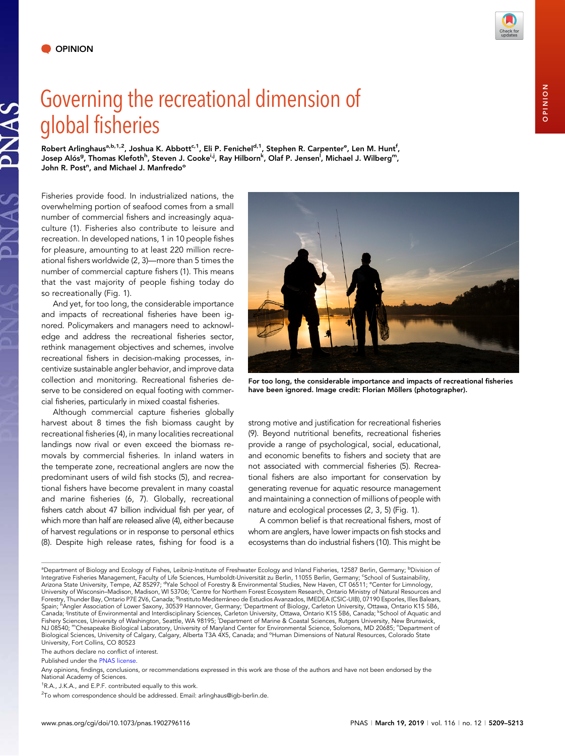OPINION

# Governing the recreational dimension of global fisheries

Robert Arlinghaus[a,b,1,2], Joshua K. Abbott[c,1], Eli P. Fenichel[d,1], Stephen R. Carpenter[e], Len M. Hunt[f], Josep Alós[g], Thomas Klefoth[h], Steven J. Cooke[i,j], Ray Hilborn[k], Olaf P. Jensen[l], Michael J. Wilberg[m], John R. Post[n], and Michael J. Manfredo[o]

Fisheries provide food. In industrialized nations, the overwhelming portion of seafood comes from a small number of commercial fishers and increasingly aquaculture (1). Fisheries also contribute to leisure and recreation. In developed nations, 1 in 10 people fishes for pleasure, amounting to at least 220 million recreational fishers worldwide (2, 3)—more than 5 times the number of commercial capture fishers (1). This means that the vast majority of people fishing today do so recreationally (Fig. 1).

And yet, for too long, the considerable importance and impacts of recreational fisheries have been ignored. Policymakers and managers need to acknowledge and address the recreational fisheries sector, rethink management objectives and schemes, involve recreational fishers in decision-making processes, incentivize sustainable angler behavior, and improve data collection and monitoring. Recreational fisheries deserve to be considered on equal footing with commercial fisheries, particularly in mixed coastal fisheries.

Although commercial capture fisheries globally harvest about 8 times the fish biomass caught by recreational fisheries (4), in many localities recreational landings now rival or even exceed the biomass removals by commercial fisheries. In inland waters in the temperate zone, recreational anglers are now the predominant users of wild fish stocks (5), and recreational fishers have become prevalent in many coastal and marine fisheries (6, 7). Globally, recreational fishers catch about 47 billion individual fish per year, of which more than half are released alive (4), either because of harvest regulations or in response to personal ethics (8). Despite high release rates, fishing for food is a strong motive and justification for recreational fisheries (9). Beyond nutritional benefits, recreational fisheries provide a range of psychological, social, educational, and economic benefits to fishers and society that are not associated with commercial fisheries (5). Recreational fishers are also important for conservation by generating revenue for aquatic resource management and maintaining a connection of millions of people with nature and ecological processes (2, 3, 5) (Fig. 1).

For too long, the considerable importance and impacts of recreational fisheries have been ignored. Image credit: Florian Möllers (photographer).

A common belief is that recreational fishers, most of whom are anglers, have lower impacts on fish stocks and ecosystems than do industrial fishers (10). This might be

[a]Department of Biology and Ecology of Fishes, Leibniz-Institute of Freshwater Ecology and Inland Fisheries, 12587 Berlin, Germany; [b]Division of Integrative Fisheries Management, Faculty of Life Sciences, Humboldt-Universität zu Berlin, 11055 Berlin, Germany; [c]School of Sustainability, Arizona State University, Tempe, AZ 85297; [d]Yale School of Forestry & Environmental Studies, New Haven, CT 06511; [e]Center for Limnology, University of Wisconsin–Madison, Madison, WI 53706; [f]Centre for Northern Forest Ecosystem Research, Ontario Ministry of Natural Resources and Forestry, Thunder Bay, Ontario P7E 2V6, Canada; [g]Instituto Mediterráneo de Estudios Avanzados, IMEDEA (CSIC-UIB), 07190 Esporles, Illes Balears, Spain; [h]Angler Association of Lower Saxony, 30539 Hannover, Germany; [i]Department of Biology, Carleton University, Ottawa, Ontario K1S 5B6, Canada; [j]Institute of Environmental and Interdisciplinary Sciences, Carleton University, Ottawa, Ontario K1S 5B6, Canada; [k]School of Aquatic and Fishery Sciences, University of Washington, Seattle, WA 98195; [l]Department of Marine & Coastal Sciences, Rutgers University, New Brunswick, NJ 08540; [m]Chesapeake Biological Laboratory, University of Maryland Center for Environmental Science, Solomons, MD 20685; [n]Department of Biological Sciences, University of Calgary, Calgary, Alberta T3A 4X5, Canada; and [o]Human Dimensions of Natural Resources, Colorado State University, Fort Collins, CO 80523

The authors declare no conflict of interest.

Published under the PNAS license.

Any opinions, findings, conclusions, or recommendations expressed in this work are those of the authors and have not been endorsed by the National Academy of Sciences.

[1]R.A., J.K.A., and E.P.F. contributed equally to this work.

[2]To whom correspondence should be addressed. Email: arlinghaus@igb-berlin.de.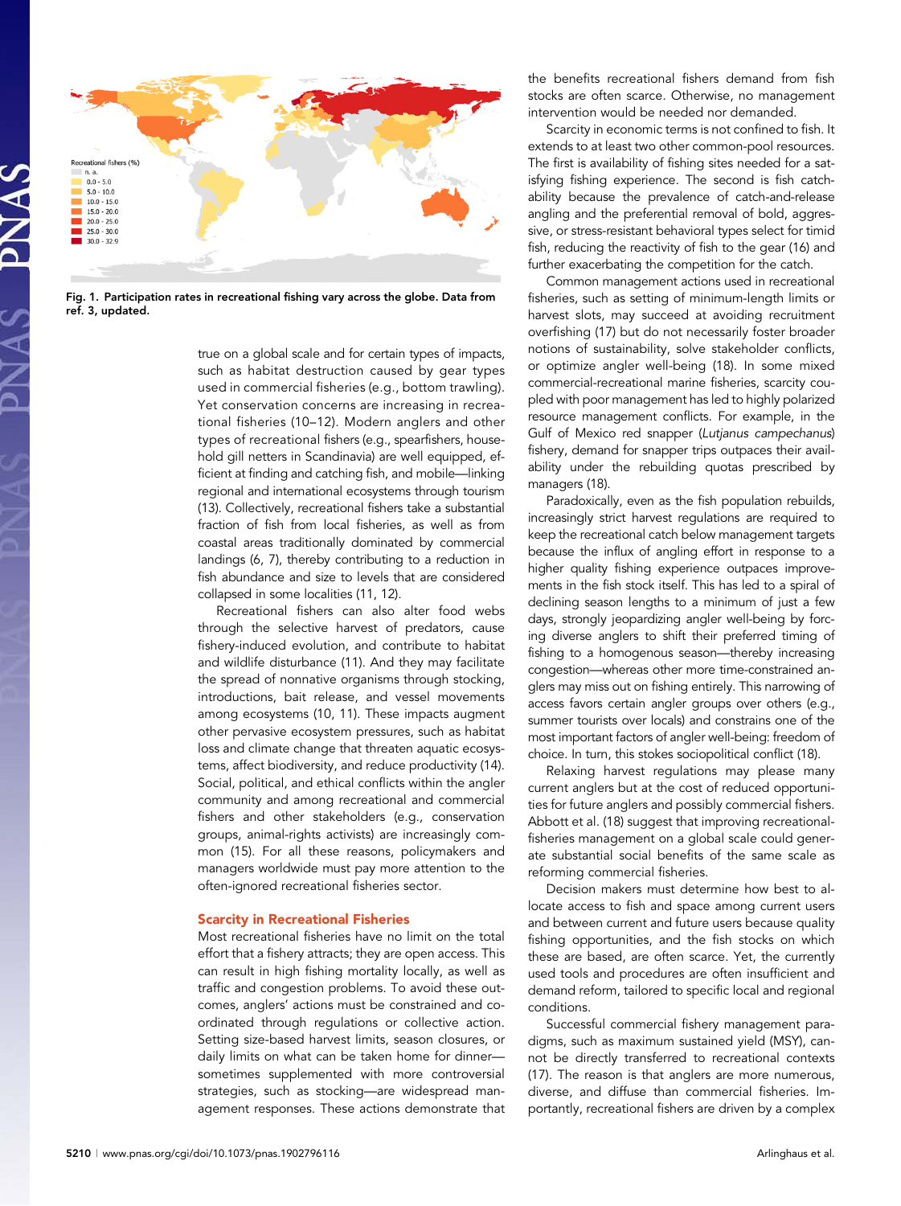Fig. 1. Participation rates in recreational fishing vary across the globe. Data from ref. 3, updated.

true on a global scale and for certain types of impacts, such as habitat destruction caused by gear types used in commercial fisheries (e.g., bottom trawling). Yet conservation concerns are increasing in recreational fisheries (10–12). Modern anglers and other types of recreational fishers (e.g., spearfishers, household gill netters in Scandinavia) are well equipped, efficient at finding and catching fish, and mobile—linking regional and international ecosystems through tourism (13). Collectively, recreational fishers take a substantial fraction of fish from local fisheries, as well as from coastal areas traditionally dominated by commercial landings (6, 7), thereby contributing to a reduction in fish abundance and size to levels that are considered collapsed in some localities (11, 12).

Recreational fishers can also alter food webs through the selective harvest of predators, cause fishery-induced evolution, and contribute to habitat and wildlife disturbance (11). And they may facilitate the spread of nonnative organisms through stocking, introductions, bait release, and vessel movements among ecosystems (10, 11). These impacts augment other pervasive ecosystem pressures, such as habitat loss and climate change that threaten aquatic ecosystems, affect biodiversity, and reduce productivity (14). Social, political, and ethical conflicts within the angler community and among recreational and commercial fishers and other stakeholders (e.g., conservation groups, animal-rights activists) are increasingly common (15). For all these reasons, policymakers and managers worldwide must pay more attention to the often-ignored recreational fisheries sector.

## Scarcity in Recreational Fisheries

Most recreational fisheries have no limit on the total effort that a fishery attracts; they are open access. This can result in high fishing mortality locally, as well as traffic and congestion problems. To avoid these outcomes, anglers' actions must be constrained and coordinated through regulations or collective action. Setting size-based harvest limits, season closures, or daily limits on what can be taken home for dinner—sometimes supplemented with more controversial strategies, such as stocking—are widespread management responses. These actions demonstrate that the benefits recreational fishers demand from fish stocks are often scarce. Otherwise, no management intervention would be needed nor demanded.

Scarcity in economic terms is not confined to fish. It extends to at least two other common-pool resources. The first is availability of fishing sites needed for a satisfying fishing experience. The second is fish catchability because the prevalence of catch-and-release angling and the preferential removal of bold, aggressive, or stress-resistant behavioral types select for timid fish, reducing the reactivity of fish to the gear (16) and further exacerbating the competition for the catch.

Common management actions used in recreational fisheries, such as setting of minimum-length limits or harvest slots, may succeed at avoiding recruitment overfishing (17) but do not necessarily foster broader notions of sustainability, solve stakeholder conflicts, or optimize angler well-being (18). In some mixed commercial-recreational marine fisheries, scarcity coupled with poor management has led to highly polarized resource management conflicts. For example, in the Gulf of Mexico red snapper (*Lutjanus campechanus*) fishery, demand for snapper trips outpaces their availability under the rebuilding quotas prescribed by managers (18).

Paradoxically, even as the fish population rebuilds, increasingly strict harvest regulations are required to keep the recreational catch below management targets because the influx of angling effort in response to a higher quality fishing experience outpaces improvements in the fish stock itself. This has led to a spiral of declining season lengths to a minimum of just a few days, strongly jeopardizing angler well-being by forcing diverse anglers to shift their preferred timing of fishing to a homogenous season—thereby increasing congestion—whereas other more time-constrained anglers may miss out on fishing entirely. This narrowing of access favors certain angler groups over others (e.g., summer tourists over locals) and constrains one of the most important factors of angler well-being: freedom of choice. In turn, this stokes sociopolitical conflict (18).

Relaxing harvest regulations may please many current anglers but at the cost of reduced opportunities for future anglers and possibly commercial fishers. Abbott et al. (18) suggest that improving recreational-fisheries management on a global scale could generate substantial social benefits of the same scale as reforming commercial fisheries.

Decision makers must determine how best to allocate access to fish and space among current users and between current and future users because quality fishing opportunities, and the fish stocks on which these are based, are often scarce. Yet, the currently used tools and procedures are often insufficient and demand reform, tailored to specific local and regional conditions.

Successful commercial fishery management paradigms, such as maximum sustained yield (MSY), cannot be directly transferred to recreational contexts (17). The reason is that anglers are more numerous, diverse, and diffuse than commercial fisheries. Importantly, recreational fishers are driven by a complex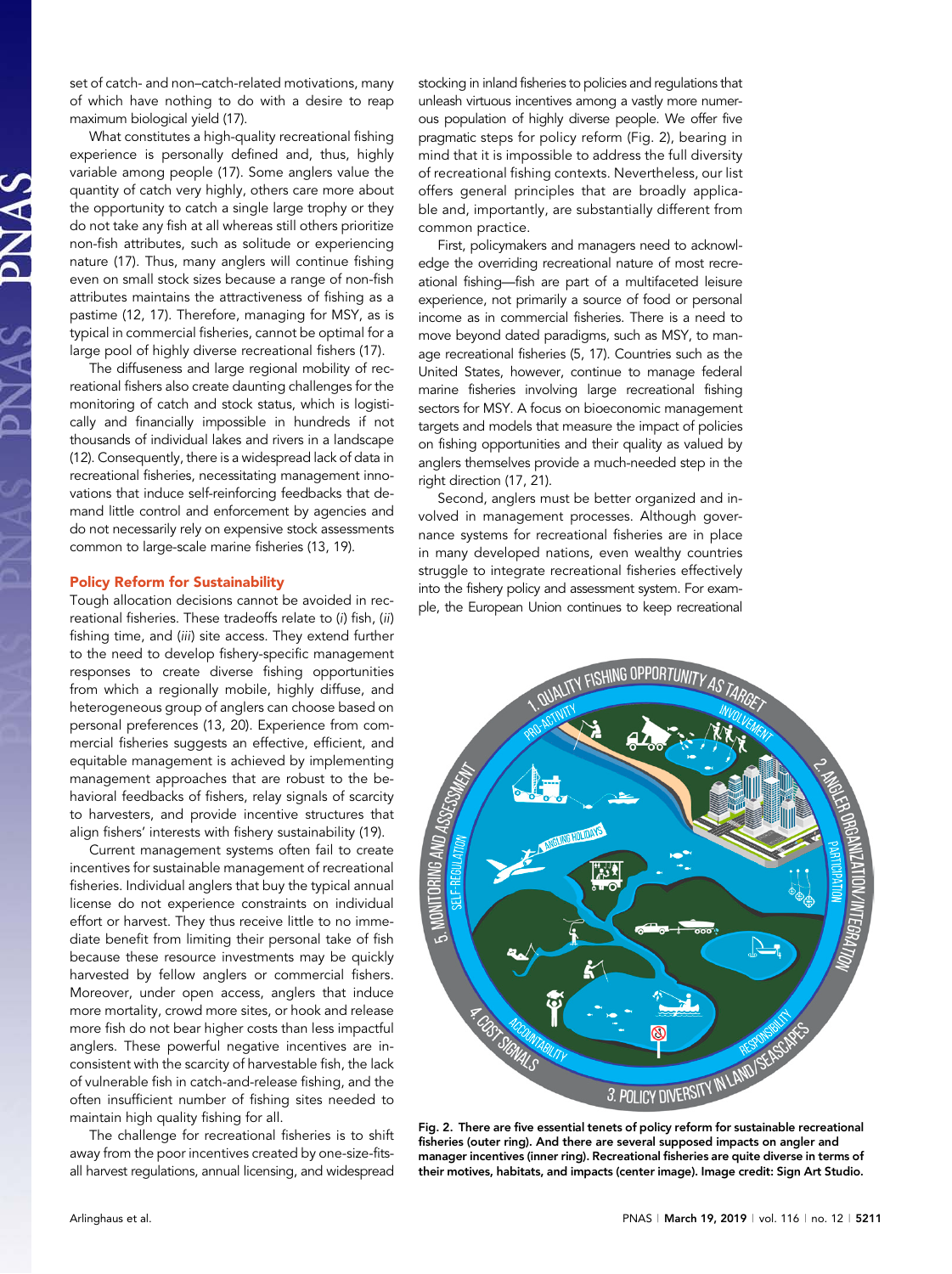set of catch- and non–catch-related motivations, many of which have nothing to do with a desire to reap maximum biological yield (17).

What constitutes a high-quality recreational fishing experience is personally defined and, thus, highly variable among people (17). Some anglers value the quantity of catch very highly, others care more about the opportunity to catch a single large trophy or they do not take any fish at all whereas still others prioritize non-fish attributes, such as solitude or experiencing nature (17). Thus, many anglers will continue fishing even on small stock sizes because a range of non-fish attributes maintains the attractiveness of fishing as a pastime (12, 17). Therefore, managing for MSY, as is typical in commercial fisheries, cannot be optimal for a large pool of highly diverse recreational fishers (17).

The diffuseness and large regional mobility of recreational fishers also create daunting challenges for the monitoring of catch and stock status, which is logistically and financially impossible in hundreds if not thousands of individual lakes and rivers in a landscape (12). Consequently, there is a widespread lack of data in recreational fisheries, necessitating management innovations that induce self-reinforcing feedbacks that demand little control and enforcement by agencies and do not necessarily rely on expensive stock assessments common to large-scale marine fisheries (13, 19).

## Policy Reform for Sustainability

Tough allocation decisions cannot be avoided in recreational fisheries. These tradeoffs relate to (*i*) fish, (*ii*) fishing time, and (*iii*) site access. They extend further to the need to develop fishery-specific management responses to create diverse fishing opportunities from which a regionally mobile, highly diffuse, and heterogeneous group of anglers can choose based on personal preferences (13, 20). Experience from commercial fisheries suggests an effective, efficient, and equitable management is achieved by implementing management approaches that are robust to the behavioral feedbacks of fishers, relay signals of scarcity to harvesters, and provide incentive structures that align fishers' interests with fishery sustainability (19).

Current management systems often fail to create incentives for sustainable management of recreational fisheries. Individual anglers that buy the typical annual license do not experience constraints on individual effort or harvest. They thus receive little to no immediate benefit from limiting their personal take of fish because these resource investments may be quickly harvested by fellow anglers or commercial fishers. Moreover, under open access, anglers that induce more mortality, crowd more sites, or hook and release more fish do not bear higher costs than less impactful anglers. These powerful negative incentives are inconsistent with the scarcity of harvestable fish, the lack of vulnerable fish in catch-and-release fishing, and the often insufficient number of fishing sites needed to maintain high quality fishing for all.

The challenge for recreational fisheries is to shift away from the poor incentives created by one-size-fits-all harvest regulations, annual licensing, and widespread stocking in inland fisheries to policies and regulations that unleash virtuous incentives among a vastly more numerous population of highly diverse people. We offer five pragmatic steps for policy reform (Fig. 2), bearing in mind that it is impossible to address the full diversity of recreational fishing contexts. Nevertheless, our list offers general principles that are broadly applicable and, importantly, are substantially different from common practice.

First, policymakers and managers need to acknowledge the overriding recreational nature of most recreational fishing—fish are part of a multifaceted leisure experience, not primarily a source of food or personal income as in commercial fisheries. There is a need to move beyond dated paradigms, such as MSY, to manage recreational fisheries (5, 17). Countries such as the United States, however, continue to manage federal marine fisheries involving large recreational fishing sectors for MSY. A focus on bioeconomic management targets and models that measure the impact of policies on fishing opportunities and their quality as valued by anglers themselves provide a much-needed step in the right direction (17, 21).

Second, anglers must be better organized and involved in management processes. Although governance systems for recreational fisheries are in place in many developed nations, even wealthy countries struggle to integrate recreational fisheries effectively into the fishery policy and assessment system. For example, the European Union continues to keep recreational

**Fig. 2. There are five essential tenets of policy reform for sustainable recreational fisheries (outer ring). And there are several supposed impacts on angler and manager incentives (inner ring). Recreational fisheries are quite diverse in terms of their motives, habitats, and impacts (center image). Image credit: Sign Art Studio.**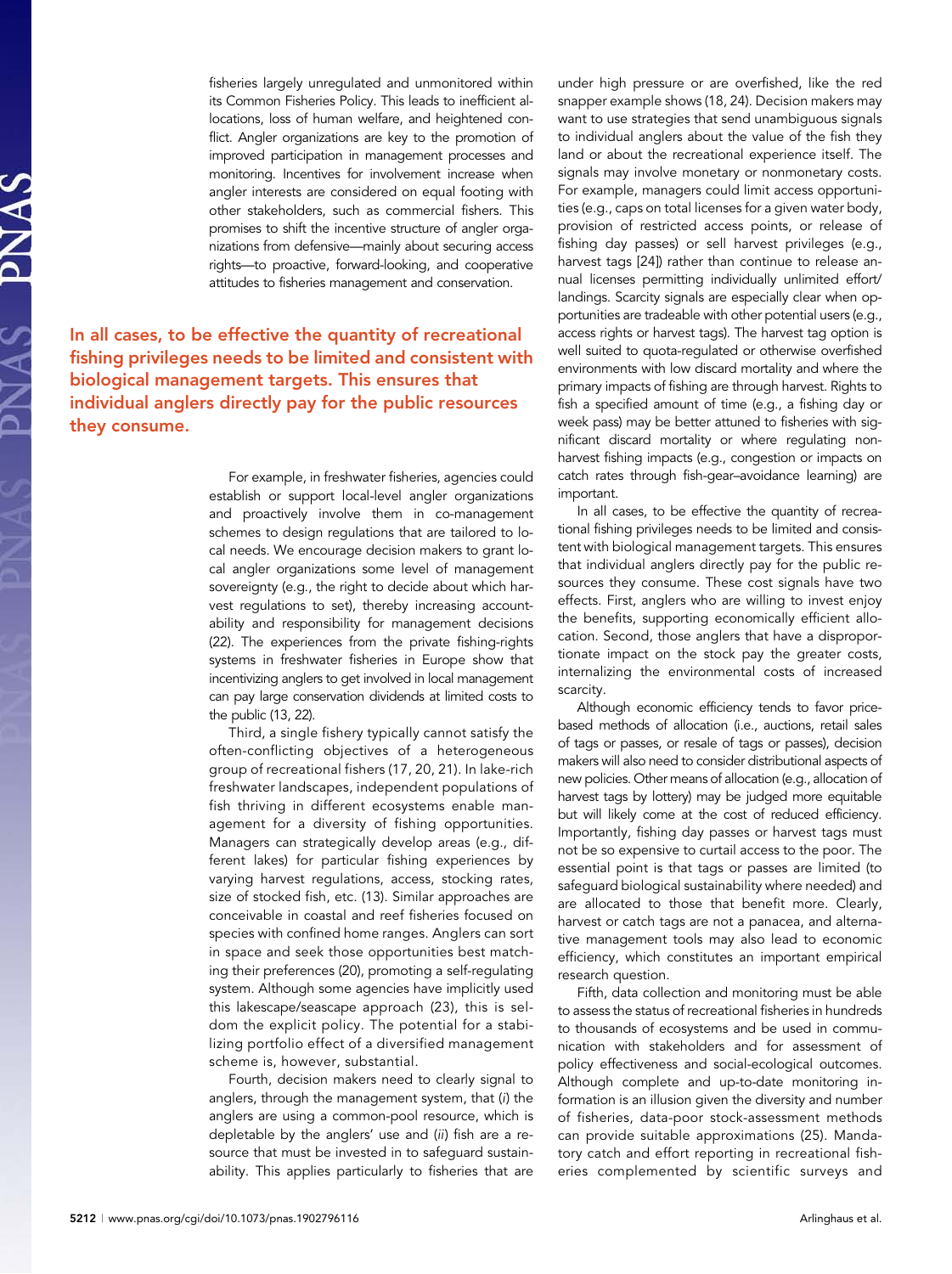fisheries largely unregulated and unmonitored within its Common Fisheries Policy. This leads to inefficient allocations, loss of human welfare, and heightened conflict. Angler organizations are key to the promotion of improved participation in management processes and monitoring. Incentives for involvement increase when angler interests are considered on equal footing with other stakeholders, such as commercial fishers. This promises to shift the incentive structure of angler organizations from defensive—mainly about securing access rights—to proactive, forward-looking, and cooperative attitudes to fisheries management and conservation.

**In all cases, to be effective the quantity of recreational fishing privileges needs to be limited and consistent with biological management targets. This ensures that individual anglers directly pay for the public resources they consume.**

For example, in freshwater fisheries, agencies could establish or support local-level angler organizations and proactively involve them in co-management schemes to design regulations that are tailored to local needs. We encourage decision makers to grant local angler organizations some level of management sovereignty (e.g., the right to decide about which harvest regulations to set), thereby increasing accountability and responsibility for management decisions (22). The experiences from the private fishing-rights systems in freshwater fisheries in Europe show that incentivizing anglers to get involved in local management can pay large conservation dividends at limited costs to the public (13, 22).

Third, a single fishery typically cannot satisfy the often-conflicting objectives of a heterogeneous group of recreational fishers (17, 20, 21). In lake-rich freshwater landscapes, independent populations of fish thriving in different ecosystems enable management for a diversity of fishing opportunities. Managers can strategically develop areas (e.g., different lakes) for particular fishing experiences by varying harvest regulations, access, stocking rates, size of stocked fish, etc. (13). Similar approaches are conceivable in coastal and reef fisheries focused on species with confined home ranges. Anglers can sort in space and seek those opportunities best matching their preferences (20), promoting a self-regulating system. Although some agencies have implicitly used this lakescape/seascape approach (23), this is seldom the explicit policy. The potential for a stabilizing portfolio effect of a diversified management scheme is, however, substantial.

Fourth, decision makers need to clearly signal to anglers, through the management system, that (*i*) the anglers are using a common-pool resource, which is depletable by the anglers' use and (*ii*) fish are a resource that must be invested in to safeguard sustainability. This applies particularly to fisheries that are under high pressure or are overfished, like the red snapper example shows (18, 24). Decision makers may want to use strategies that send unambiguous signals to individual anglers about the value of the fish they land or about the recreational experience itself. The signals may involve monetary or nonmonetary costs. For example, managers could limit access opportunities (e.g., caps on total licenses for a given water body, provision of restricted access points, or release of fishing day passes) or sell harvest privileges (e.g., harvest tags [24]) rather than continue to release annual licenses permitting individually unlimited effort/landings. Scarcity signals are especially clear when opportunities are tradeable with other potential users (e.g., access rights or harvest tags). The harvest tag option is well suited to quota-regulated or otherwise overfished environments with low discard mortality and where the primary impacts of fishing are through harvest. Rights to fish a specified amount of time (e.g., a fishing day or week pass) may be better attuned to fisheries with significant discard mortality or where regulating nonharvest fishing impacts (e.g., congestion or impacts on catch rates through fish-gear–avoidance learning) are important.

In all cases, to be effective the quantity of recreational fishing privileges needs to be limited and consistent with biological management targets. This ensures that individual anglers directly pay for the public resources they consume. These cost signals have two effects. First, anglers who are willing to invest enjoy the benefits, supporting economically efficient allocation. Second, those anglers that have a disproportionate impact on the stock pay the greater costs, internalizing the environmental costs of increased scarcity.

Although economic efficiency tends to favor price-based methods of allocation (i.e., auctions, retail sales of tags or passes, or resale of tags or passes), decision makers will also need to consider distributional aspects of new policies. Other means of allocation (e.g., allocation of harvest tags by lottery) may be judged more equitable but will likely come at the cost of reduced efficiency. Importantly, fishing day passes or harvest tags must not be so expensive to curtail access to the poor. The essential point is that tags or passes are limited (to safeguard biological sustainability where needed) and are allocated to those that benefit more. Clearly, harvest or catch tags are not a panacea, and alternative management tools may also lead to economic efficiency, which constitutes an important empirical research question.

Fifth, data collection and monitoring must be able to assess the status of recreational fisheries in hundreds to thousands of ecosystems and be used in communication with stakeholders and for assessment of policy effectiveness and social-ecological outcomes. Although complete and up-to-date monitoring information is an illusion given the diversity and number of fisheries, data-poor stock-assessment methods can provide suitable approximations (25). Mandatory catch and effort reporting in recreational fisheries complemented by scientific surveys and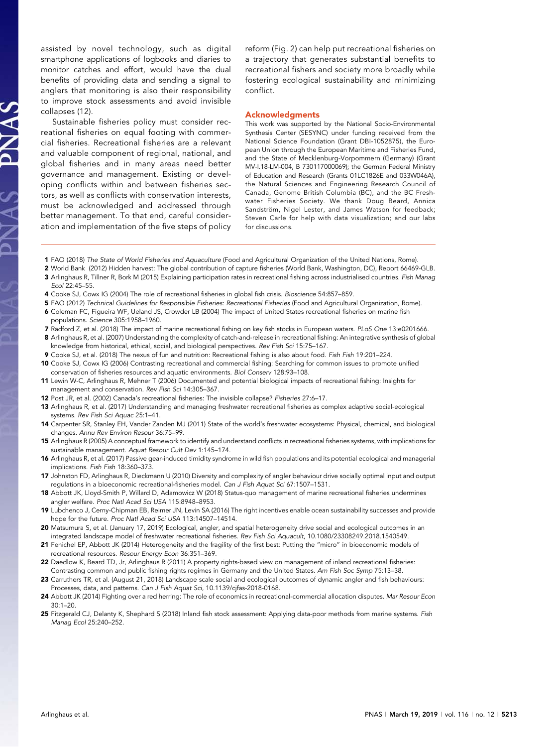assisted by novel technology, such as digital smartphone applications of logbooks and diaries to monitor catches and effort, would have the dual benefits of providing data and sending a signal to anglers that monitoring is also their responsibility to improve stock assessments and avoid invisible collapses (12).

Sustainable fisheries policy must consider recreational fisheries on equal footing with commercial fisheries. Recreational fisheries are a relevant and valuable component of regional, national, and global fisheries and in many areas need better governance and management. Existing or developing conflicts within and between fisheries sectors, as well as conflicts with conservation interests, must be acknowledged and addressed through better management. To that end, careful consideration and implementation of the five steps of policy reform (Fig. 2) can help put recreational fisheries on a trajectory that generates substantial benefits to recreational fishers and society more broadly while fostering ecological sustainability and minimizing conflict.

## Acknowledgments

This work was supported by the National Socio-Environmental Synthesis Center (SESYNC) under funding received from the National Science Foundation (Grant DBI-1052875), the European Union through the European Maritime and Fisheries Fund, and the State of Mecklenburg-Vorpommern (Germany) (Grant MV-I.18-LM-004, B 730117000069); the German Federal Ministry of Education and Research (Grants 01LC1826E and 033W046A), the Natural Sciences and Engineering Research Council of Canada, Genome British Columbia (BC), and the BC Freshwater Fisheries Society. We thank Doug Beard, Annica Sandström, Nigel Lester, and James Watson for feedback; Steven Carle for help with data visualization; and our labs for discussions.

1 FAO (2018) *The State of World Fisheries and Aquaculture* (Food and Agricultural Organization of the United Nations, Rome).
2 World Bank (2012) Hidden harvest: The global contribution of capture fisheries (World Bank, Washington, DC), Report 66469-GLB.
3 Arlinghaus R, Tillner R, Bork M (2015) Explaining participation rates in recreational fishing across industrialised countries. *Fish Manag Ecol* 22:45–55.
4 Cooke SJ, Cowx IG (2004) The role of recreational fisheries in global fish crisis. *Bioscience* 54:857–859.
5 FAO (2012) *Technical Guidelines for Responsible Fisheries: Recreational Fisheries* (Food and Agricultural Organization, Rome).
6 Coleman FC, Figueira WF, Ueland JS, Crowder LB (2004) The impact of United States recreational fisheries on marine fish populations. *Science* 305:1958–1960.
7 Radford Z, et al. (2018) The impact of marine recreational fishing on key fish stocks in European waters. *PLoS One* 13:e0201666.
8 Arlinghaus R, et al. (2007) Understanding the complexity of catch-and-release in recreational fishing: An integrative synthesis of global knowledge from historical, ethical, social, and biological perspectives. *Rev Fish Sci* 15:75–167.
9 Cooke SJ, et al. (2018) The nexus of fun and nutrition: Recreational fishing is also about food. *Fish Fish* 19:201–224.
10 Cooke SJ, Cowx IG (2006) Contrasting recreational and commercial fishing: Searching for common issues to promote unified conservation of fisheries resources and aquatic environments. *Biol Conserv* 128:93–108.
11 Lewin W-C, Arlinghaus R, Mehner T (2006) Documented and potential biological impacts of recreational fishing: Insights for management and conservation. *Rev Fish Sci* 14:305–367.
12 Post JR, et al. (2002) Canada's recreational fisheries: The invisible collapse? *Fisheries* 27:6–17.
13 Arlinghaus R, et al. (2017) Understanding and managing freshwater recreational fisheries as complex adaptive social-ecological systems. *Rev Fish Sci Aquac* 25:1–41.
14 Carpenter SR, Stanley EH, Vander Zanden MJ (2011) State of the world's freshwater ecosystems: Physical, chemical, and biological changes. *Annu Rev Environ Resour* 36:75–99.
15 Arlinghaus R (2005) A conceptual framework to identify and understand conflicts in recreational fisheries systems, with implications for sustainable management. *Aquat Resour Cult Dev* 1:145–174.
16 Arlinghaus R, et al. (2017) Passive gear-induced timidity syndrome in wild fish populations and its potential ecological and managerial implications. *Fish Fish* 18:360–373.
17 Johnston FD, Arlinghaus R, Dieckmann U (2010) Diversity and complexity of angler behaviour drive socially optimal input and output regulations in a bioeconomic recreational-fisheries model. *Can J Fish Aquat Sci* 67:1507–1531.
18 Abbott JK, Lloyd-Smith P, Willard D, Adamowicz W (2018) Status-quo management of marine recreational fisheries undermines angler welfare. *Proc Natl Acad Sci USA* 115:8948–8953.
19 Lubchenco J, Cerny-Chipman EB, Reimer JN, Levin SA (2016) The right incentives enable ocean sustainability successes and provide hope for the future. *Proc Natl Acad Sci USA* 113:14507–14514.
20 Matsumura S, et al. (January 17, 2019) Ecological, angler, and spatial heterogeneity drive social and ecological outcomes in an integrated landscape model of freshwater recreational fisheries. *Rev Fish Sci Aquacult*, 10.1080/23308249.2018.1540549.
21 Fenichel EP, Abbott JK (2014) Heterogeneity and the fragility of the first best: Putting the "micro" in bioeconomic models of recreational resources. *Resour Energy Econ* 36:351–369.
22 Daedlow K, Beard TD, Jr, Arlinghaus R (2011) A property rights-based view on management of inland recreational fisheries: Contrasting common and public fishing rights regimes in Germany and the United States. *Am Fish Soc Symp* 75:13–38.
23 Carruthers TR, et al. (August 21, 2018) Landscape scale social and ecological outcomes of dynamic angler and fish behaviours: Processes, data, and patterns. *Can J Fish Aquat Sci*, 10.1139/cjfas-2018-0168.
24 Abbott JK (2014) Fighting over a red herring: The role of economics in recreational-commercial allocation disputes. *Mar Resour Econ* 30:1–20.
25 Fitzgerald CJ, Delanty K, Shephard S (2018) Inland fish stock assessment: Applying data-poor methods from marine systems. *Fish Manag Ecol* 25:240–252.